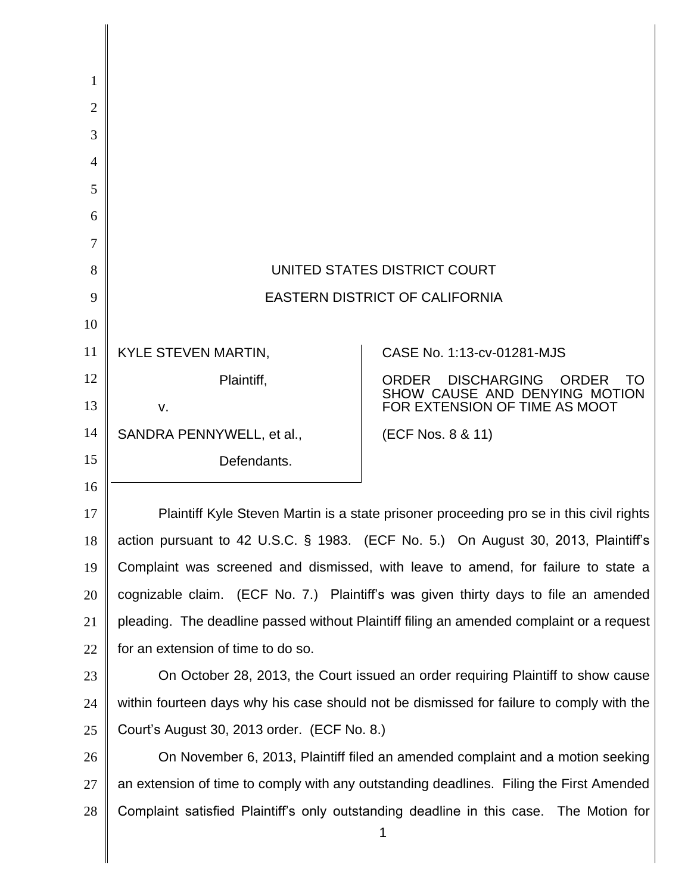UNITED STATES DISTRICT COURT

EASTERN DISTRICT OF CALIFORNIA

| | |
|---|---|
| KYLE STEVEN MARTIN,<br><br>Plaintiff,<br><br>v.<br><br>SANDRA PENNYWELL, et al.,<br><br>Defendants. | CASE No. 1:13-cv-01281-MJS<br><br>ORDER DISCHARGING ORDER TO SHOW CAUSE AND DENYING MOTION FOR EXTENSION OF TIME AS MOOT<br><br>(ECF Nos. 8 & 11) |

Plaintiff Kyle Steven Martin is a state prisoner proceeding pro se in this civil rights action pursuant to 42 U.S.C. § 1983. (ECF No. 5.) On August 30, 2013, Plaintiff's Complaint was screened and dismissed, with leave to amend, for failure to state a cognizable claim. (ECF No. 7.) Plaintiff's was given thirty days to file an amended pleading. The deadline passed without Plaintiff filing an amended complaint or a request for an extension of time to do so.

On October 28, 2013, the Court issued an order requiring Plaintiff to show cause within fourteen days why his case should not be dismissed for failure to comply with the Court's August 30, 2013 order. (ECF No. 8.)

On November 6, 2013, Plaintiff filed an amended complaint and a motion seeking an extension of time to comply with any outstanding deadlines. Filing the First Amended Complaint satisfied Plaintiff's only outstanding deadline in this case. The Motion for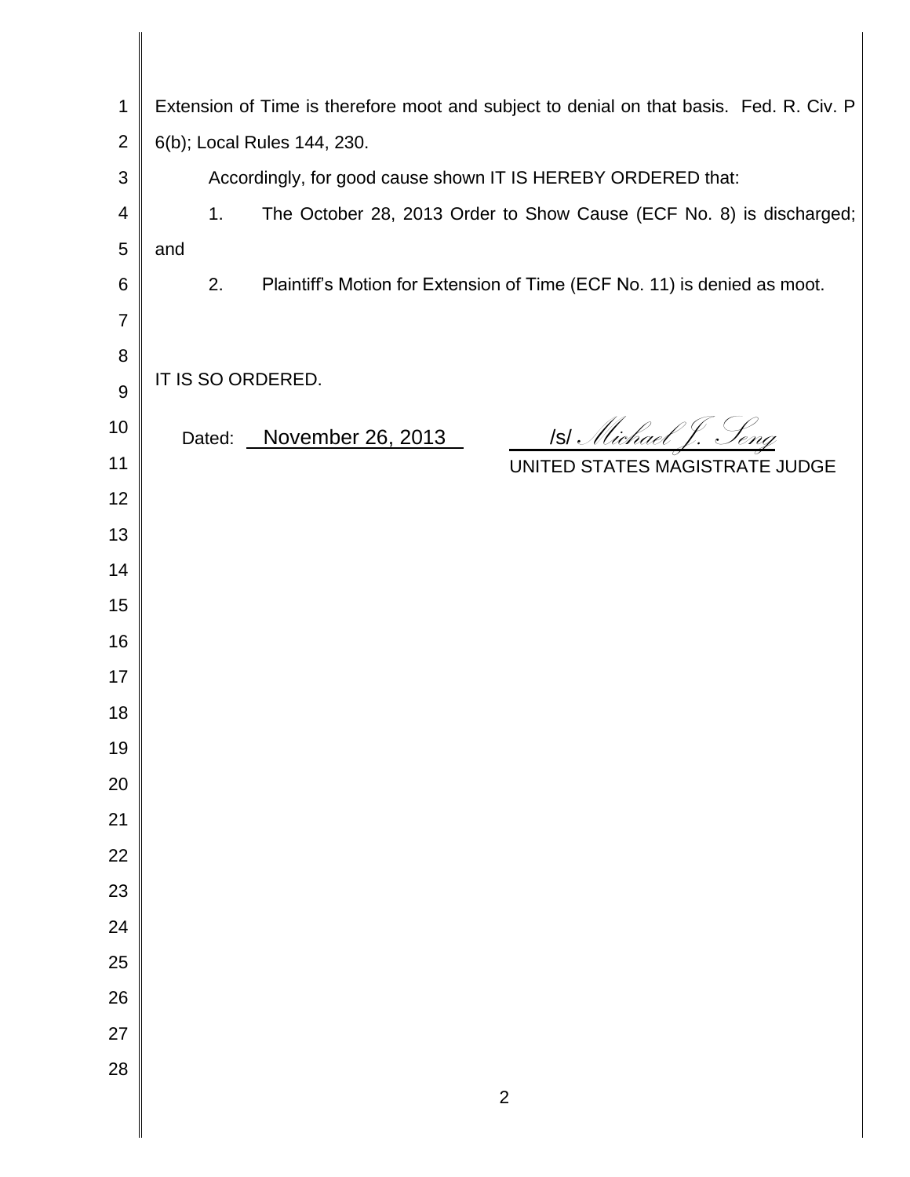Extension of Time is therefore moot and subject to denial on that basis. Fed. R. Civ. P 6(b); Local Rules 144, 230.

Accordingly, for good cause shown IT IS HEREBY ORDERED that:

1. The October 28, 2013 Order to Show Cause (ECF No. 8) is discharged; and

2. Plaintiff's Motion for Extension of Time (ECF No. 11) is denied as moot.

IT IS SO ORDERED.

Dated: November 26, 2013

/s/ *Michael J. Seng*

UNITED STATES MAGISTRATE JUDGE